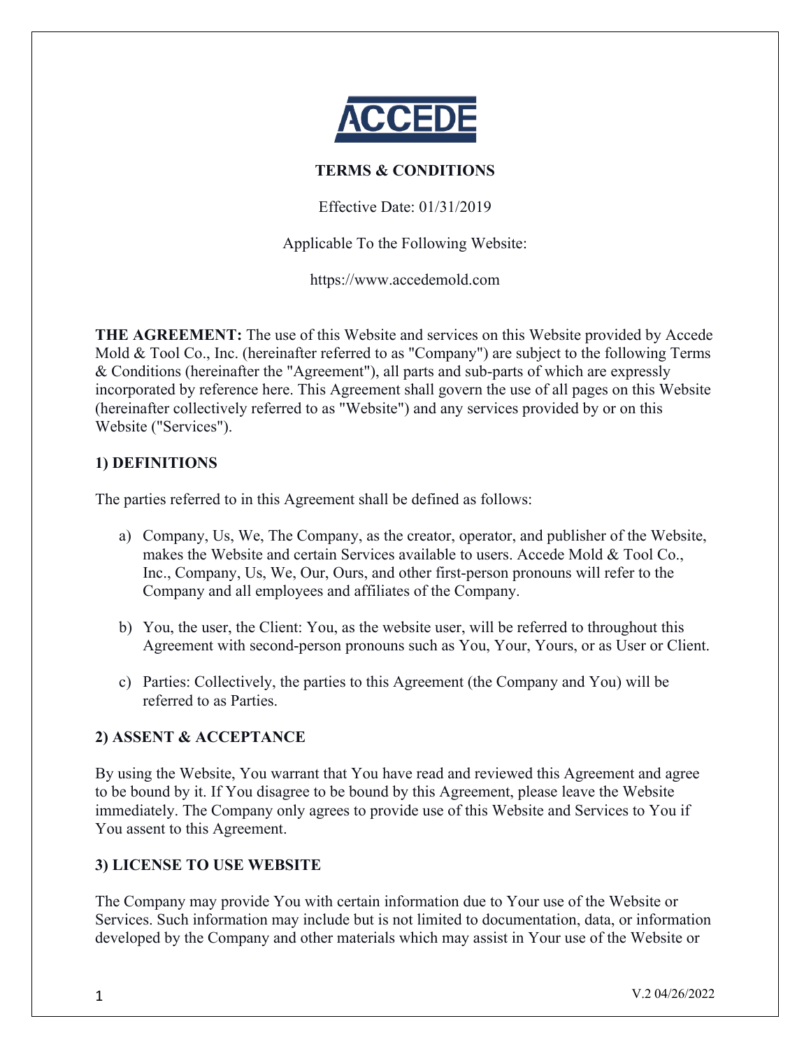ACCEDE

**TERMS & CONDITIONS**

Effective Date: 01/31/2019

Applicable To the Following Website:

https://www.accedemold.com

**THE AGREEMENT:** The use of this Website and services on this Website provided by Accede Mold & Tool Co., Inc. (hereinafter referred to as "Company") are subject to the following Terms & Conditions (hereinafter the "Agreement"), all parts and sub-parts of which are expressly incorporated by reference here. This Agreement shall govern the use of all pages on this Website (hereinafter collectively referred to as "Website") and any services provided by or on this Website ("Services").

**1) DEFINITIONS**

The parties referred to in this Agreement shall be defined as follows:

a) Company, Us, We, The Company, as the creator, operator, and publisher of the Website, makes the Website and certain Services available to users. Accede Mold & Tool Co., Inc., Company, Us, We, Our, Ours, and other first-person pronouns will refer to the Company and all employees and affiliates of the Company.

b) You, the user, the Client: You, as the website user, will be referred to throughout this Agreement with second-person pronouns such as You, Your, Yours, or as User or Client.

c) Parties: Collectively, the parties to this Agreement (the Company and You) will be referred to as Parties.

**2) ASSENT & ACCEPTANCE**

By using the Website, You warrant that You have read and reviewed this Agreement and agree to be bound by it. If You disagree to be bound by this Agreement, please leave the Website immediately. The Company only agrees to provide use of this Website and Services to You if You assent to this Agreement.

**3) LICENSE TO USE WEBSITE**

The Company may provide You with certain information due to Your use of the Website or Services. Such information may include but is not limited to documentation, data, or information developed by the Company and other materials which may assist in Your use of the Website or

V.2 04/26/2022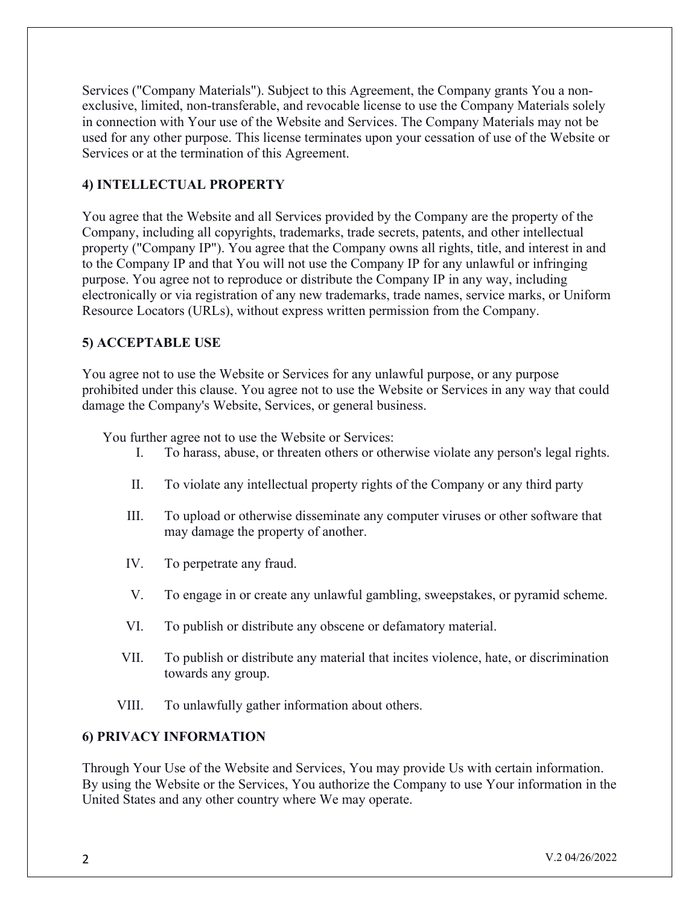Services ("Company Materials"). Subject to this Agreement, the Company grants You a non-exclusive, limited, non-transferable, and revocable license to use the Company Materials solely in connection with Your use of the Website and Services. The Company Materials may not be used for any other purpose. This license terminates upon your cessation of use of the Website or Services or at the termination of this Agreement.

**4) INTELLECTUAL PROPERTY**

You agree that the Website and all Services provided by the Company are the property of the Company, including all copyrights, trademarks, trade secrets, patents, and other intellectual property ("Company IP"). You agree that the Company owns all rights, title, and interest in and to the Company IP and that You will not use the Company IP for any unlawful or infringing purpose. You agree not to reproduce or distribute the Company IP in any way, including electronically or via registration of any new trademarks, trade names, service marks, or Uniform Resource Locators (URLs), without express written permission from the Company.

**5) ACCEPTABLE USE**

You agree not to use the Website or Services for any unlawful purpose, or any purpose prohibited under this clause. You agree not to use the Website or Services in any way that could damage the Company's Website, Services, or general business.

You further agree not to use the Website or Services:

I. To harass, abuse, or threaten others or otherwise violate any person's legal rights.

II. To violate any intellectual property rights of the Company or any third party

III. To upload or otherwise disseminate any computer viruses or other software that may damage the property of another.

IV. To perpetrate any fraud.

V. To engage in or create any unlawful gambling, sweepstakes, or pyramid scheme.

VI. To publish or distribute any obscene or defamatory material.

VII. To publish or distribute any material that incites violence, hate, or discrimination towards any group.

VIII. To unlawfully gather information about others.

**6) PRIVACY INFORMATION**

Through Your Use of the Website and Services, You may provide Us with certain information. By using the Website or the Services, You authorize the Company to use Your information in the United States and any other country where We may operate.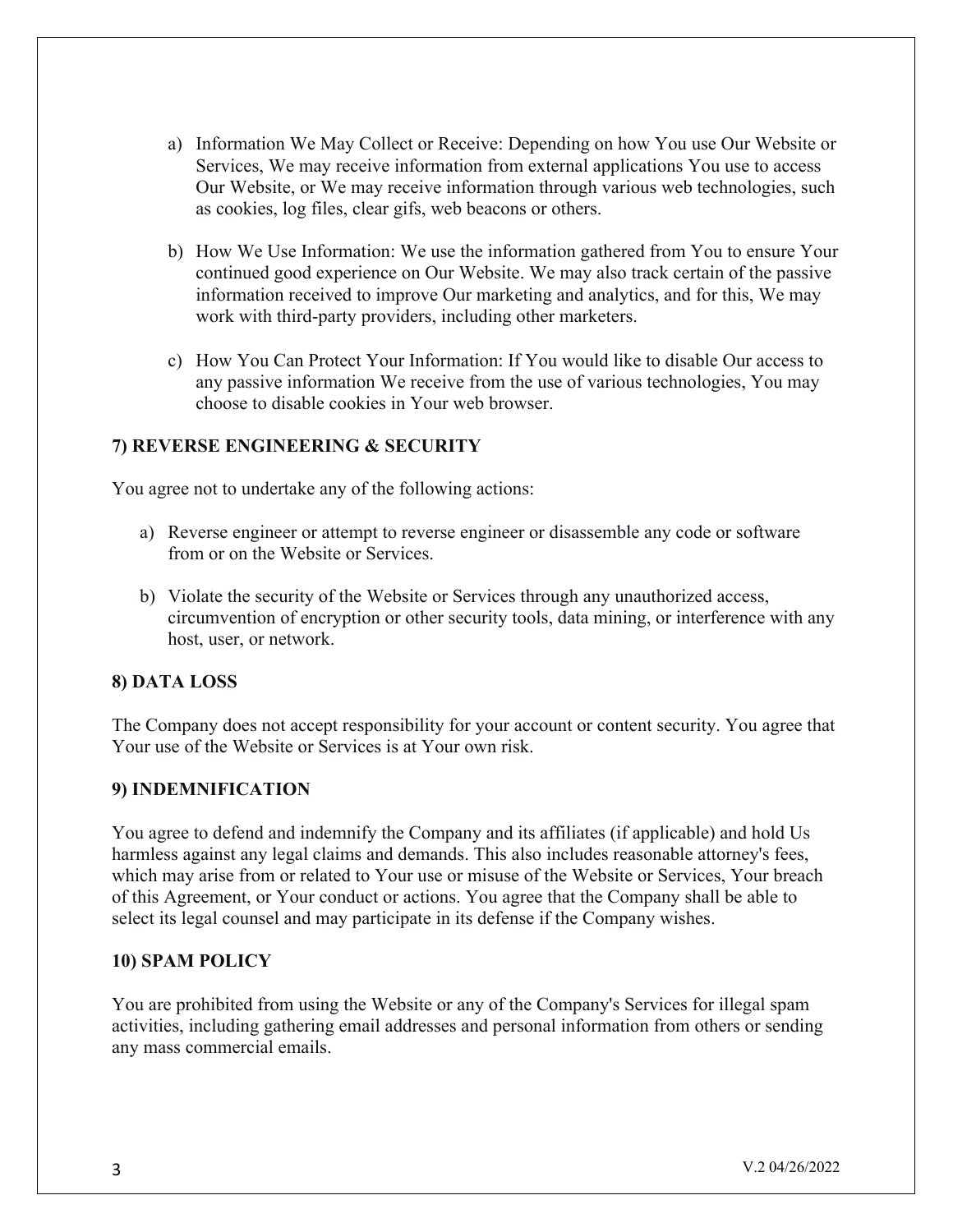a) Information We May Collect or Receive: Depending on how You use Our Website or Services, We may receive information from external applications You use to access Our Website, or We may receive information through various web technologies, such as cookies, log files, clear gifs, web beacons or others.

b) How We Use Information: We use the information gathered from You to ensure Your continued good experience on Our Website. We may also track certain of the passive information received to improve Our marketing and analytics, and for this, We may work with third-party providers, including other marketers.

c) How You Can Protect Your Information: If You would like to disable Our access to any passive information We receive from the use of various technologies, You may choose to disable cookies in Your web browser.

**7) REVERSE ENGINEERING & SECURITY**

You agree not to undertake any of the following actions:

a) Reverse engineer or attempt to reverse engineer or disassemble any code or software from or on the Website or Services.

b) Violate the security of the Website or Services through any unauthorized access, circumvention of encryption or other security tools, data mining, or interference with any host, user, or network.

**8) DATA LOSS**

The Company does not accept responsibility for your account or content security. You agree that Your use of the Website or Services is at Your own risk.

**9) INDEMNIFICATION**

You agree to defend and indemnify the Company and its affiliates (if applicable) and hold Us harmless against any legal claims and demands. This also includes reasonable attorney's fees, which may arise from or related to Your use or misuse of the Website or Services, Your breach of this Agreement, or Your conduct or actions. You agree that the Company shall be able to select its legal counsel and may participate in its defense if the Company wishes.

**10) SPAM POLICY**

You are prohibited from using the Website or any of the Company's Services for illegal spam activities, including gathering email addresses and personal information from others or sending any mass commercial emails.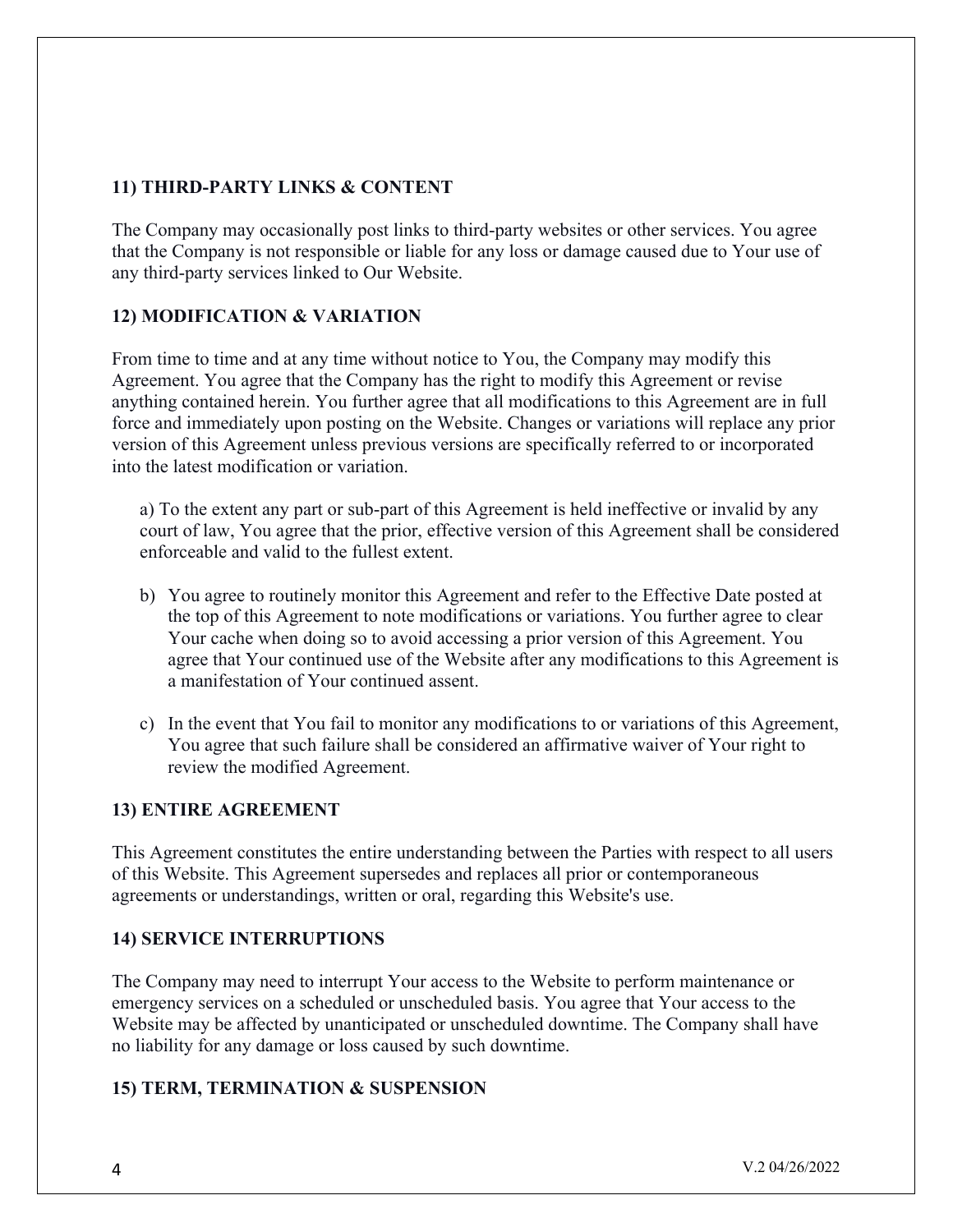## 11) THIRD-PARTY LINKS & CONTENT

The Company may occasionally post links to third-party websites or other services. You agree that the Company is not responsible or liable for any loss or damage caused due to Your use of any third-party services linked to Our Website.

## 12) MODIFICATION & VARIATION

From time to time and at any time without notice to You, the Company may modify this Agreement. You agree that the Company has the right to modify this Agreement or revise anything contained herein. You further agree that all modifications to this Agreement are in full force and immediately upon posting on the Website. Changes or variations will replace any prior version of this Agreement unless previous versions are specifically referred to or incorporated into the latest modification or variation.

a) To the extent any part or sub-part of this Agreement is held ineffective or invalid by any court of law, You agree that the prior, effective version of this Agreement shall be considered enforceable and valid to the fullest extent.

b) You agree to routinely monitor this Agreement and refer to the Effective Date posted at the top of this Agreement to note modifications or variations. You further agree to clear Your cache when doing so to avoid accessing a prior version of this Agreement. You agree that Your continued use of the Website after any modifications to this Agreement is a manifestation of Your continued assent.

c) In the event that You fail to monitor any modifications to or variations of this Agreement, You agree that such failure shall be considered an affirmative waiver of Your right to review the modified Agreement.

## 13) ENTIRE AGREEMENT

This Agreement constitutes the entire understanding between the Parties with respect to all users of this Website. This Agreement supersedes and replaces all prior or contemporaneous agreements or understandings, written or oral, regarding this Website's use.

## 14) SERVICE INTERRUPTIONS

The Company may need to interrupt Your access to the Website to perform maintenance or emergency services on a scheduled or unscheduled basis. You agree that Your access to the Website may be affected by unanticipated or unscheduled downtime. The Company shall have no liability for any damage or loss caused by such downtime.

## 15) TERM, TERMINATION & SUSPENSION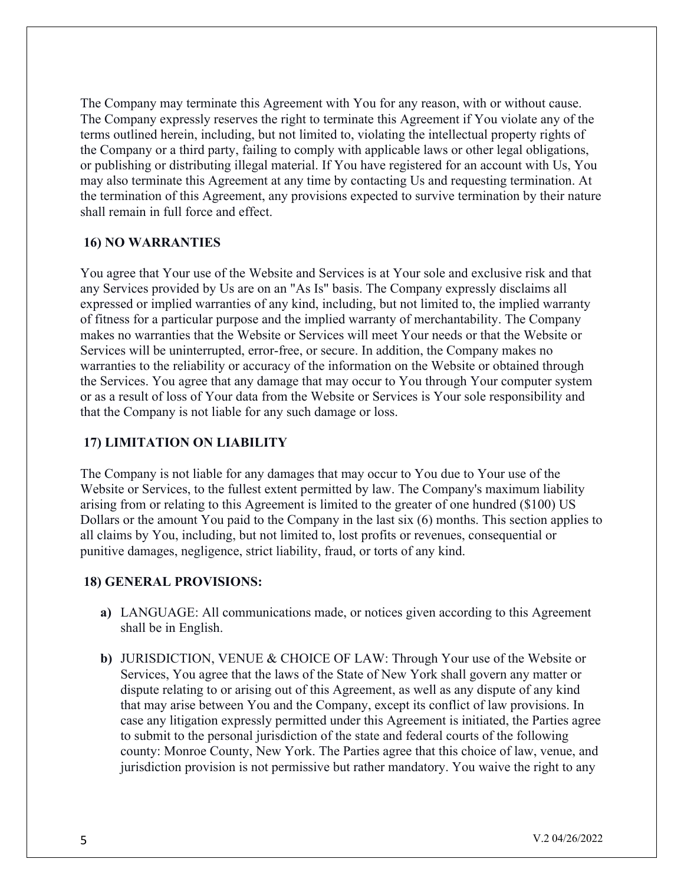The Company may terminate this Agreement with You for any reason, with or without cause. The Company expressly reserves the right to terminate this Agreement if You violate any of the terms outlined herein, including, but not limited to, violating the intellectual property rights of the Company or a third party, failing to comply with applicable laws or other legal obligations, or publishing or distributing illegal material. If You have registered for an account with Us, You may also terminate this Agreement at any time by contacting Us and requesting termination. At the termination of this Agreement, any provisions expected to survive termination by their nature shall remain in full force and effect.

**16) NO WARRANTIES**

You agree that Your use of the Website and Services is at Your sole and exclusive risk and that any Services provided by Us are on an "As Is" basis. The Company expressly disclaims all expressed or implied warranties of any kind, including, but not limited to, the implied warranty of fitness for a particular purpose and the implied warranty of merchantability. The Company makes no warranties that the Website or Services will meet Your needs or that the Website or Services will be uninterrupted, error-free, or secure. In addition, the Company makes no warranties to the reliability or accuracy of the information on the Website or obtained through the Services. You agree that any damage that may occur to You through Your computer system or as a result of loss of Your data from the Website or Services is Your sole responsibility and that the Company is not liable for any such damage or loss.

**17) LIMITATION ON LIABILITY**

The Company is not liable for any damages that may occur to You due to Your use of the Website or Services, to the fullest extent permitted by law. The Company's maximum liability arising from or relating to this Agreement is limited to the greater of one hundred ($100) US Dollars or the amount You paid to the Company in the last six (6) months. This section applies to all claims by You, including, but not limited to, lost profits or revenues, consequential or punitive damages, negligence, strict liability, fraud, or torts of any kind.

**18) GENERAL PROVISIONS:**

- **a)** LANGUAGE: All communications made, or notices given according to this Agreement shall be in English.

- **b)** JURISDICTION, VENUE & CHOICE OF LAW: Through Your use of the Website or Services, You agree that the laws of the State of New York shall govern any matter or dispute relating to or arising out of this Agreement, as well as any dispute of any kind that may arise between You and the Company, except its conflict of law provisions. In case any litigation expressly permitted under this Agreement is initiated, the Parties agree to submit to the personal jurisdiction of the state and federal courts of the following county: Monroe County, New York. The Parties agree that this choice of law, venue, and jurisdiction provision is not permissive but rather mandatory. You waive the right to any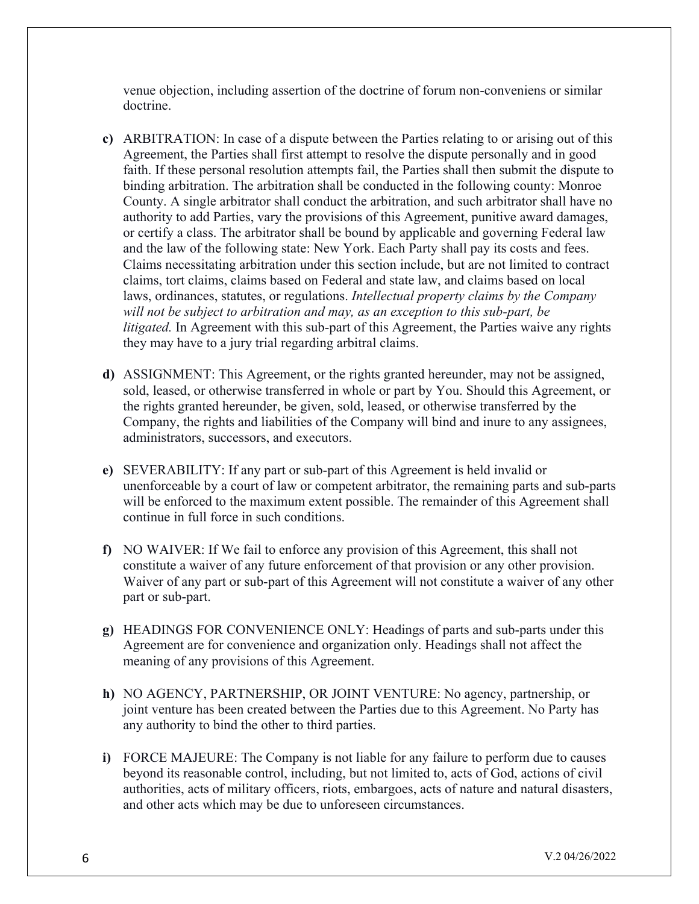venue objection, including assertion of the doctrine of forum non-conveniens or similar doctrine.

**c)** ARBITRATION: In case of a dispute between the Parties relating to or arising out of this Agreement, the Parties shall first attempt to resolve the dispute personally and in good faith. If these personal resolution attempts fail, the Parties shall then submit the dispute to binding arbitration. The arbitration shall be conducted in the following county: Monroe County. A single arbitrator shall conduct the arbitration, and such arbitrator shall have no authority to add Parties, vary the provisions of this Agreement, punitive award damages, or certify a class. The arbitrator shall be bound by applicable and governing Federal law and the law of the following state: New York. Each Party shall pay its costs and fees. Claims necessitating arbitration under this section include, but are not limited to contract claims, tort claims, claims based on Federal and state law, and claims based on local laws, ordinances, statutes, or regulations. *Intellectual property claims by the Company will not be subject to arbitration and may, as an exception to this sub-part, be litigated.* In Agreement with this sub-part of this Agreement, the Parties waive any rights they may have to a jury trial regarding arbitral claims.

**d)** ASSIGNMENT: This Agreement, or the rights granted hereunder, may not be assigned, sold, leased, or otherwise transferred in whole or part by You. Should this Agreement, or the rights granted hereunder, be given, sold, leased, or otherwise transferred by the Company, the rights and liabilities of the Company will bind and inure to any assignees, administrators, successors, and executors.

**e)** SEVERABILITY: If any part or sub-part of this Agreement is held invalid or unenforceable by a court of law or competent arbitrator, the remaining parts and sub-parts will be enforced to the maximum extent possible. The remainder of this Agreement shall continue in full force in such conditions.

**f)** NO WAIVER: If We fail to enforce any provision of this Agreement, this shall not constitute a waiver of any future enforcement of that provision or any other provision. Waiver of any part or sub-part of this Agreement will not constitute a waiver of any other part or sub-part.

**g)** HEADINGS FOR CONVENIENCE ONLY: Headings of parts and sub-parts under this Agreement are for convenience and organization only. Headings shall not affect the meaning of any provisions of this Agreement.

**h)** NO AGENCY, PARTNERSHIP, OR JOINT VENTURE: No agency, partnership, or joint venture has been created between the Parties due to this Agreement. No Party has any authority to bind the other to third parties.

**i)** FORCE MAJEURE: The Company is not liable for any failure to perform due to causes beyond its reasonable control, including, but not limited to, acts of God, actions of civil authorities, acts of military officers, riots, embargoes, acts of nature and natural disasters, and other acts which may be due to unforeseen circumstances.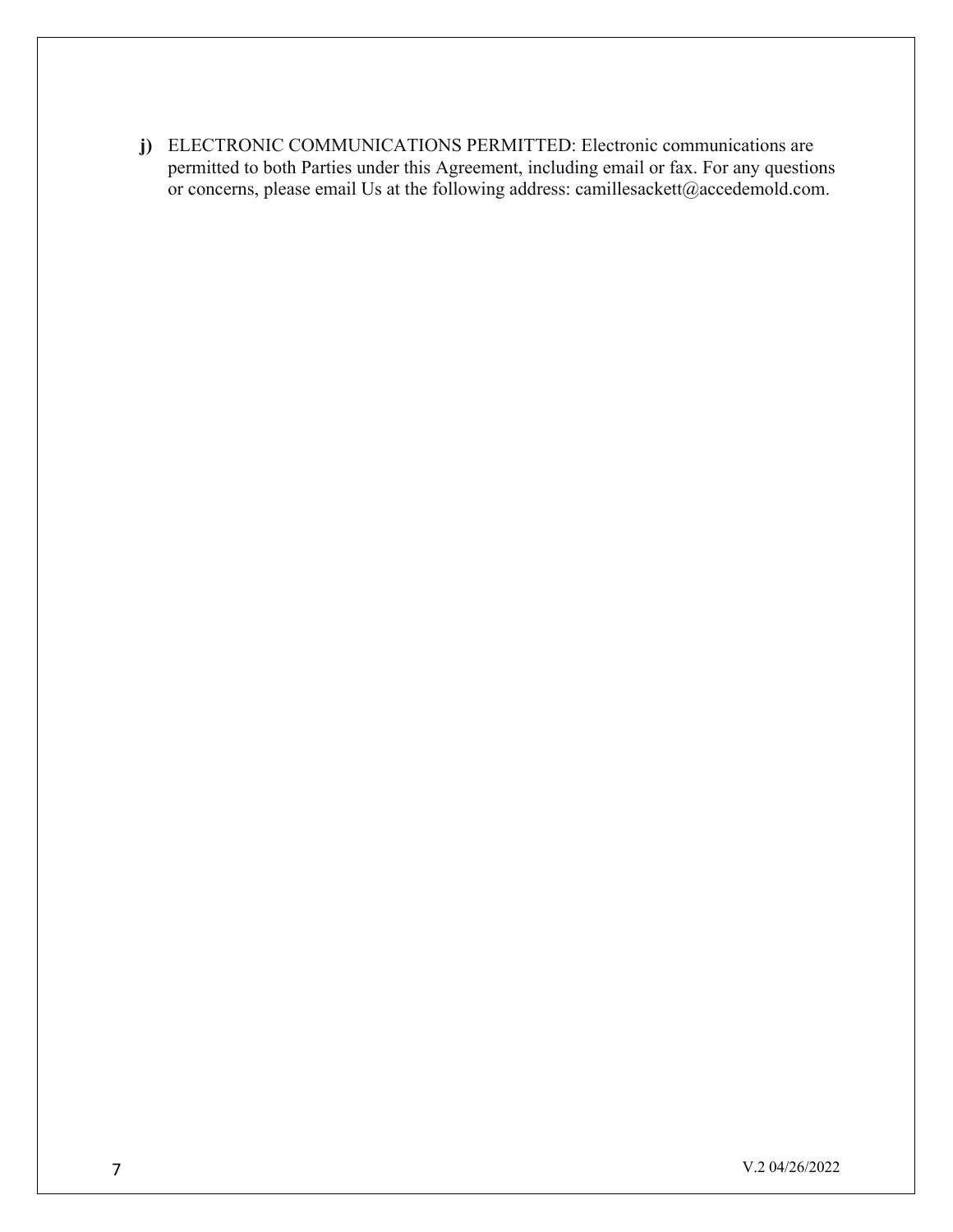**j)** ELECTRONIC COMMUNICATIONS PERMITTED: Electronic communications are permitted to both Parties under this Agreement, including email or fax. For any questions or concerns, please email Us at the following address: camillesackett@accedemold.com.